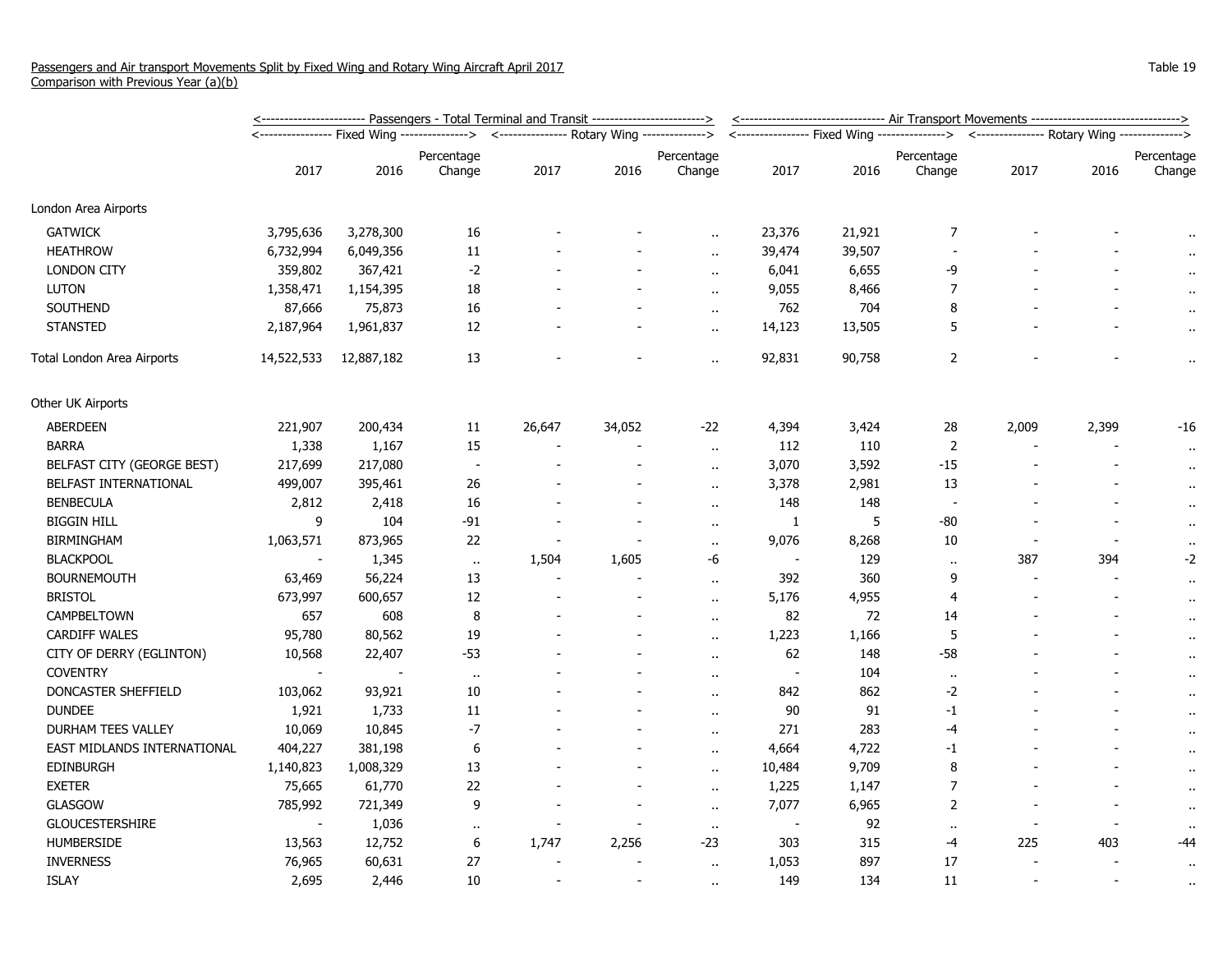Passengers and Air transport Movements Split by Fixed Wing and Rotary Wing Aircraft April 2017
Comparison with Previous Year (a)(b)

Table 19

| | Passengers - Total Terminal and Transit | | | | | | Air Transport Movements | | | | | |
|---|---|---|---|---|---|---|---|---|---|---|---|---|
| | Fixed Wing | | | Rotary Wing | | | Fixed Wing | | | Rotary Wing | | |
| | 2017 | 2016 | Percentage Change | 2017 | 2016 | Percentage Change | 2017 | 2016 | Percentage Change | 2017 | 2016 | Percentage Change |
| London Area Airports | | | | | | | | | | | | |
| GATWICK | 3,795,636 | 3,278,300 | 16 | - | - | .. | 23,376 | 21,921 | 7 | - | - | .. |
| HEATHROW | 6,732,994 | 6,049,356 | 11 | - | - | .. | 39,474 | 39,507 | - | - | - | .. |
| LONDON CITY | 359,802 | 367,421 | -2 | - | - | .. | 6,041 | 6,655 | -9 | - | - | .. |
| LUTON | 1,358,471 | 1,154,395 | 18 | - | - | .. | 9,055 | 8,466 | 7 | - | - | .. |
| SOUTHEND | 87,666 | 75,873 | 16 | - | - | .. | 762 | 704 | 8 | - | - | .. |
| STANSTED | 2,187,964 | 1,961,837 | 12 | - | - | .. | 14,123 | 13,505 | 5 | - | - | .. |
| Total London Area Airports | 14,522,533 | 12,887,182 | 13 | - | - | .. | 92,831 | 90,758 | 2 | - | - | .. |
| Other UK Airports | | | | | | | | | | | | |
| ABERDEEN | 221,907 | 200,434 | 11 | 26,647 | 34,052 | -22 | 4,394 | 3,424 | 28 | 2,009 | 2,399 | -16 |
| BARRA | 1,338 | 1,167 | 15 | - | - | .. | 112 | 110 | 2 | - | - | .. |
| BELFAST CITY (GEORGE BEST) | 217,699 | 217,080 | - | - | - | .. | 3,070 | 3,592 | -15 | - | - | .. |
| BELFAST INTERNATIONAL | 499,007 | 395,461 | 26 | - | - | .. | 3,378 | 2,981 | 13 | - | - | .. |
| BENBECULA | 2,812 | 2,418 | 16 | - | - | .. | 148 | 148 | - | - | - | .. |
| BIGGIN HILL | 9 | 104 | -91 | - | - | .. | 1 | 5 | -80 | - | - | .. |
| BIRMINGHAM | 1,063,571 | 873,965 | 22 | - | - | .. | 9,076 | 8,268 | 10 | - | - | .. |
| BLACKPOOL | - | 1,345 | .. | 1,504 | 1,605 | -6 | - | 129 | .. | 387 | 394 | -2 |
| BOURNEMOUTH | 63,469 | 56,224 | 13 | - | - | .. | 392 | 360 | 9 | - | - | .. |
| BRISTOL | 673,997 | 600,657 | 12 | - | - | .. | 5,176 | 4,955 | 4 | - | - | .. |
| CAMPBELTOWN | 657 | 608 | 8 | - | - | .. | 82 | 72 | 14 | - | - | .. |
| CARDIFF WALES | 95,780 | 80,562 | 19 | - | - | .. | 1,223 | 1,166 | 5 | - | - | .. |
| CITY OF DERRY (EGLINTON) | 10,568 | 22,407 | -53 | - | - | .. | 62 | 148 | -58 | - | - | .. |
| COVENTRY | - | - | .. | - | - | .. | - | 104 | .. | - | - | .. |
| DONCASTER SHEFFIELD | 103,062 | 93,921 | 10 | - | - | .. | 842 | 862 | -2 | - | - | .. |
| DUNDEE | 1,921 | 1,733 | 11 | - | - | .. | 90 | 91 | -1 | - | - | .. |
| DURHAM TEES VALLEY | 10,069 | 10,845 | -7 | - | - | .. | 271 | 283 | -4 | - | - | .. |
| EAST MIDLANDS INTERNATIONAL | 404,227 | 381,198 | 6 | - | - | .. | 4,664 | 4,722 | -1 | - | - | .. |
| EDINBURGH | 1,140,823 | 1,008,329 | 13 | - | - | .. | 10,484 | 9,709 | 8 | - | - | .. |
| EXETER | 75,665 | 61,770 | 22 | - | - | .. | 1,225 | 1,147 | 7 | - | - | .. |
| GLASGOW | 785,992 | 721,349 | 9 | - | - | .. | 7,077 | 6,965 | 2 | - | - | .. |
| GLOUCESTERSHIRE | - | 1,036 | .. | - | - | .. | - | 92 | .. | - | - | .. |
| HUMBERSIDE | 13,563 | 12,752 | 6 | 1,747 | 2,256 | -23 | 303 | 315 | -4 | 225 | 403 | -44 |
| INVERNESS | 76,965 | 60,631 | 27 | - | - | .. | 1,053 | 897 | 17 | - | - | .. |
| ISLAY | 2,695 | 2,446 | 10 | - | - | .. | 149 | 134 | 11 | - | - | .. |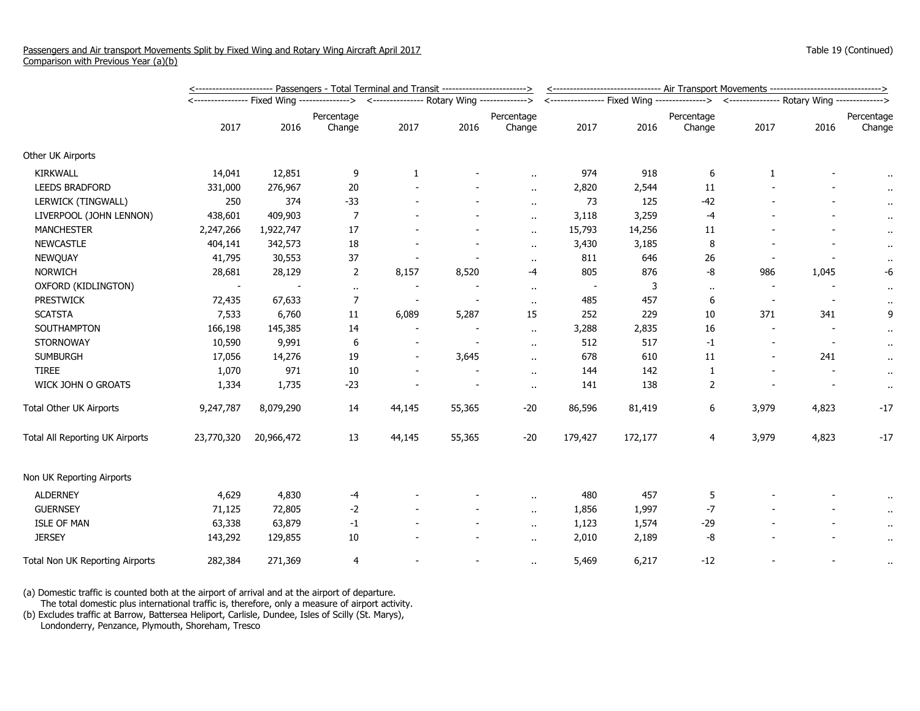Passengers and Air transport Movements Split by Fixed Wing and Rotary Wing Aircraft April 2017
Comparison with Previous Year (a)(b)

Table 19 (Continued)

| | Passengers - Total Terminal and Transit | | | | | | Air Transport Movements | | | | | |
|---|---|---|---|---|---|---|---|---|---|---|---|---|
| | Fixed Wing | | | Rotary Wing | | | Fixed Wing | | | Rotary Wing | | |
| | 2017 | 2016 | Percentage Change | 2017 | 2016 | Percentage Change | 2017 | 2016 | Percentage Change | 2017 | 2016 | Percentage Change |
| Other UK Airports | | | | | | | | | | | | |
| KIRKWALL | 14,041 | 12,851 | 9 | 1 | - | .. | 974 | 918 | 6 | 1 | - | .. |
| LEEDS BRADFORD | 331,000 | 276,967 | 20 | - | - | .. | 2,820 | 2,544 | 11 | - | - | .. |
| LERWICK (TINGWALL) | 250 | 374 | -33 | - | - | .. | 73 | 125 | -42 | - | - | .. |
| LIVERPOOL (JOHN LENNON) | 438,601 | 409,903 | 7 | - | - | .. | 3,118 | 3,259 | -4 | - | - | .. |
| MANCHESTER | 2,247,266 | 1,922,747 | 17 | - | - | .. | 15,793 | 14,256 | 11 | - | - | .. |
| NEWCASTLE | 404,141 | 342,573 | 18 | - | - | .. | 3,430 | 3,185 | 8 | - | - | .. |
| NEWQUAY | 41,795 | 30,553 | 37 | - | - | .. | 811 | 646 | 26 | - | - | .. |
| NORWICH | 28,681 | 28,129 | 2 | 8,157 | 8,520 | -4 | 805 | 876 | -8 | 986 | 1,045 | -6 |
| OXFORD (KIDLINGTON) | - | - | .. | - | - | .. | - | 3 | .. | - | - | .. |
| PRESTWICK | 72,435 | 67,633 | 7 | - | - | .. | 485 | 457 | 6 | - | - | .. |
| SCATSTA | 7,533 | 6,760 | 11 | 6,089 | 5,287 | 15 | 252 | 229 | 10 | 371 | 341 | 9 |
| SOUTHAMPTON | 166,198 | 145,385 | 14 | - | - | .. | 3,288 | 2,835 | 16 | - | - | .. |
| STORNOWAY | 10,590 | 9,991 | 6 | - | - | .. | 512 | 517 | -1 | - | - | .. |
| SUMBURGH | 17,056 | 14,276 | 19 | - | 3,645 | .. | 678 | 610 | 11 | - | 241 | .. |
| TIREE | 1,070 | 971 | 10 | - | - | .. | 144 | 142 | 1 | - | - | .. |
| WICK JOHN O GROATS | 1,334 | 1,735 | -23 | - | - | .. | 141 | 138 | 2 | - | - | .. |
| Total Other UK Airports | 9,247,787 | 8,079,290 | 14 | 44,145 | 55,365 | -20 | 86,596 | 81,419 | 6 | 3,979 | 4,823 | -17 |
| Total All Reporting UK Airports | 23,770,320 | 20,966,472 | 13 | 44,145 | 55,365 | -20 | 179,427 | 172,177 | 4 | 3,979 | 4,823 | -17 |
| Non UK Reporting Airports | | | | | | | | | | | | |
| ALDERNEY | 4,629 | 4,830 | -4 | - | - | .. | 480 | 457 | 5 | - | - | .. |
| GUERNSEY | 71,125 | 72,805 | -2 | - | - | .. | 1,856 | 1,997 | -7 | - | - | .. |
| ISLE OF MAN | 63,338 | 63,879 | -1 | - | - | .. | 1,123 | 1,574 | -29 | - | - | .. |
| JERSEY | 143,292 | 129,855 | 10 | - | - | .. | 2,010 | 2,189 | -8 | - | - | .. |
| Total Non UK Reporting Airports | 282,384 | 271,369 | 4 | - | - | .. | 5,469 | 6,217 | -12 | - | - | .. |

(a) Domestic traffic is counted both at the airport of arrival and at the airport of departure.
The total domestic plus international traffic is, therefore, only a measure of airport activity.
(b) Excludes traffic at Barrow, Battersea Heliport, Carlisle, Dundee, Isles of Scilly (St. Marys),
Londonderry, Penzance, Plymouth, Shoreham, Tresco